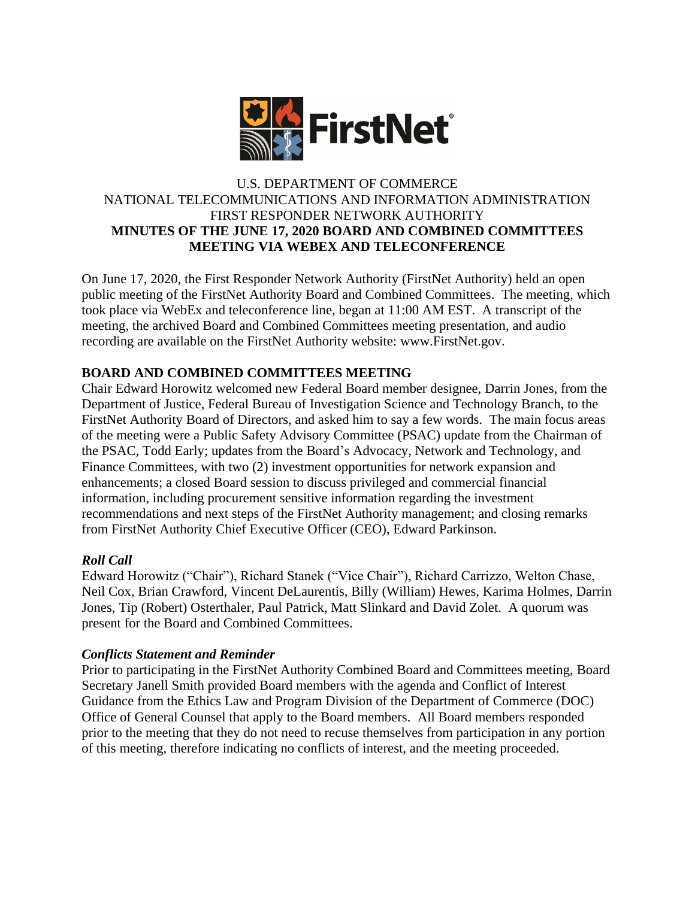FirstNet®

U.S. DEPARTMENT OF COMMERCE
NATIONAL TELECOMMUNICATIONS AND INFORMATION ADMINISTRATION
FIRST RESPONDER NETWORK AUTHORITY

**MINUTES OF THE JUNE 17, 2020 BOARD AND COMBINED COMMITTEES MEETING VIA WEBEX AND TELECONFERENCE**

On June 17, 2020, the First Responder Network Authority (FirstNet Authority) held an open public meeting of the FirstNet Authority Board and Combined Committees. The meeting, which took place via WebEx and teleconference line, began at 11:00 AM EST. A transcript of the meeting, the archived Board and Combined Committees meeting presentation, and audio recording are available on the FirstNet Authority website: www.FirstNet.gov.

## BOARD AND COMBINED COMMITTEES MEETING

Chair Edward Horowitz welcomed new Federal Board member designee, Darrin Jones, from the Department of Justice, Federal Bureau of Investigation Science and Technology Branch, to the FirstNet Authority Board of Directors, and asked him to say a few words. The main focus areas of the meeting were a Public Safety Advisory Committee (PSAC) update from the Chairman of the PSAC, Todd Early; updates from the Board's Advocacy, Network and Technology, and Finance Committees, with two (2) investment opportunities for network expansion and enhancements; a closed Board session to discuss privileged and commercial financial information, including procurement sensitive information regarding the investment recommendations and next steps of the FirstNet Authority management; and closing remarks from FirstNet Authority Chief Executive Officer (CEO), Edward Parkinson.

### *Roll Call*

Edward Horowitz ("Chair"), Richard Stanek ("Vice Chair"), Richard Carrizzo, Welton Chase, Neil Cox, Brian Crawford, Vincent DeLaurentis, Billy (William) Hewes, Karima Holmes, Darrin Jones, Tip (Robert) Osterthaler, Paul Patrick, Matt Slinkard and David Zolet. A quorum was present for the Board and Combined Committees.

### *Conflicts Statement and Reminder*

Prior to participating in the FirstNet Authority Combined Board and Committees meeting, Board Secretary Janell Smith provided Board members with the agenda and Conflict of Interest Guidance from the Ethics Law and Program Division of the Department of Commerce (DOC) Office of General Counsel that apply to the Board members. All Board members responded prior to the meeting that they do not need to recuse themselves from participation in any portion of this meeting, therefore indicating no conflicts of interest, and the meeting proceeded.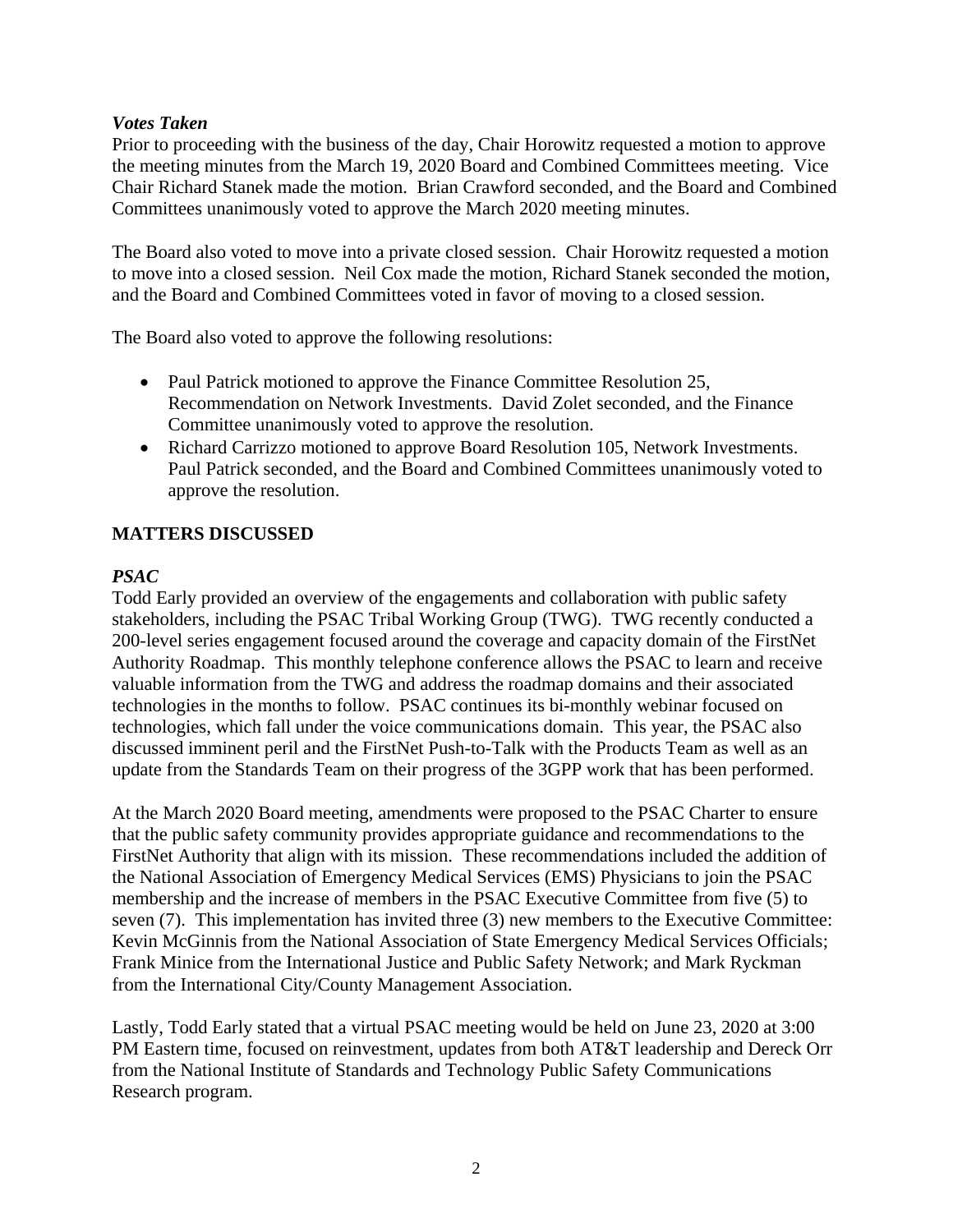### *Votes Taken*

Prior to proceeding with the business of the day, Chair Horowitz requested a motion to approve the meeting minutes from the March 19, 2020 Board and Combined Committees meeting. Vice Chair Richard Stanek made the motion. Brian Crawford seconded, and the Board and Combined Committees unanimously voted to approve the March 2020 meeting minutes.

The Board also voted to move into a private closed session. Chair Horowitz requested a motion to move into a closed session. Neil Cox made the motion, Richard Stanek seconded the motion, and the Board and Combined Committees voted in favor of moving to a closed session.

The Board also voted to approve the following resolutions:

- Paul Patrick motioned to approve the Finance Committee Resolution 25, Recommendation on Network Investments. David Zolet seconded, and the Finance Committee unanimously voted to approve the resolution.
- Richard Carrizzo motioned to approve Board Resolution 105, Network Investments. Paul Patrick seconded, and the Board and Combined Committees unanimously voted to approve the resolution.

## MATTERS DISCUSSED

### *PSAC*

Todd Early provided an overview of the engagements and collaboration with public safety stakeholders, including the PSAC Tribal Working Group (TWG). TWG recently conducted a 200-level series engagement focused around the coverage and capacity domain of the FirstNet Authority Roadmap. This monthly telephone conference allows the PSAC to learn and receive valuable information from the TWG and address the roadmap domains and their associated technologies in the months to follow. PSAC continues its bi-monthly webinar focused on technologies, which fall under the voice communications domain. This year, the PSAC also discussed imminent peril and the FirstNet Push-to-Talk with the Products Team as well as an update from the Standards Team on their progress of the 3GPP work that has been performed.

At the March 2020 Board meeting, amendments were proposed to the PSAC Charter to ensure that the public safety community provides appropriate guidance and recommendations to the FirstNet Authority that align with its mission. These recommendations included the addition of the National Association of Emergency Medical Services (EMS) Physicians to join the PSAC membership and the increase of members in the PSAC Executive Committee from five (5) to seven (7). This implementation has invited three (3) new members to the Executive Committee: Kevin McGinnis from the National Association of State Emergency Medical Services Officials; Frank Minice from the International Justice and Public Safety Network; and Mark Ryckman from the International City/County Management Association.

Lastly, Todd Early stated that a virtual PSAC meeting would be held on June 23, 2020 at 3:00 PM Eastern time, focused on reinvestment, updates from both AT&T leadership and Dereck Orr from the National Institute of Standards and Technology Public Safety Communications Research program.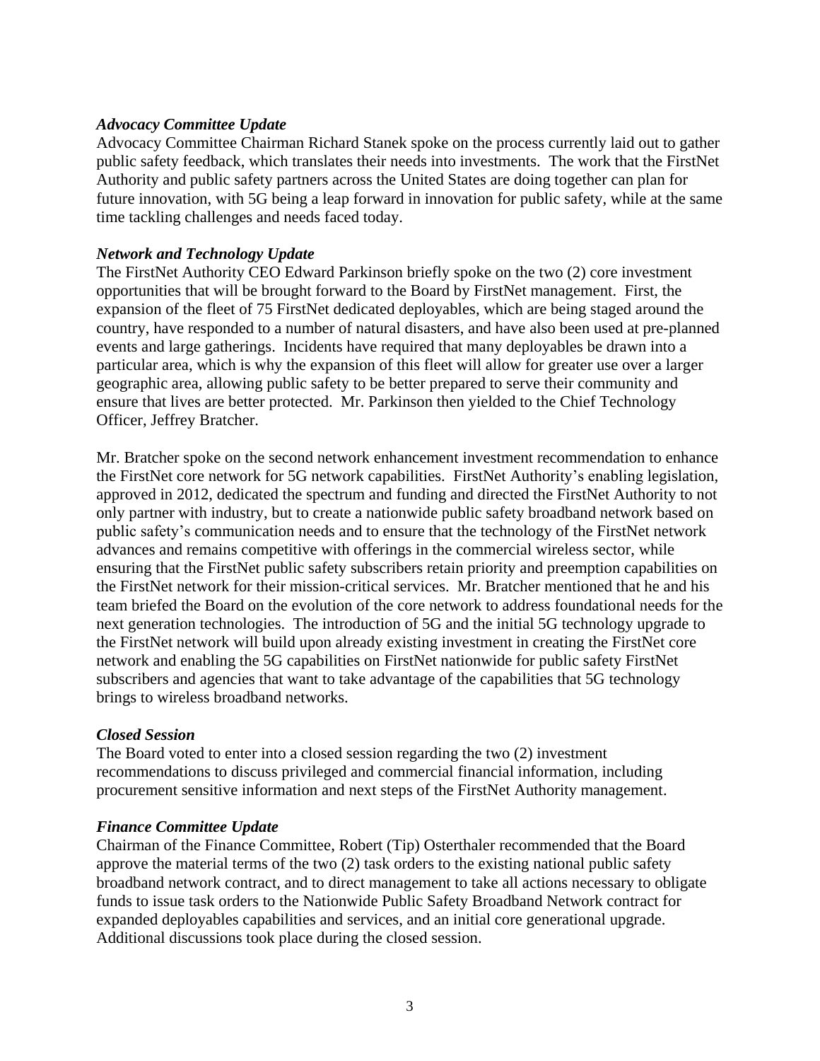***Advocacy Committee Update***
Advocacy Committee Chairman Richard Stanek spoke on the process currently laid out to gather public safety feedback, which translates their needs into investments. The work that the FirstNet Authority and public safety partners across the United States are doing together can plan for future innovation, with 5G being a leap forward in innovation for public safety, while at the same time tackling challenges and needs faced today.

***Network and Technology Update***
The FirstNet Authority CEO Edward Parkinson briefly spoke on the two (2) core investment opportunities that will be brought forward to the Board by FirstNet management. First, the expansion of the fleet of 75 FirstNet dedicated deployables, which are being staged around the country, have responded to a number of natural disasters, and have also been used at pre-planned events and large gatherings. Incidents have required that many deployables be drawn into a particular area, which is why the expansion of this fleet will allow for greater use over a larger geographic area, allowing public safety to be better prepared to serve their community and ensure that lives are better protected. Mr. Parkinson then yielded to the Chief Technology Officer, Jeffrey Bratcher.

Mr. Bratcher spoke on the second network enhancement investment recommendation to enhance the FirstNet core network for 5G network capabilities. FirstNet Authority's enabling legislation, approved in 2012, dedicated the spectrum and funding and directed the FirstNet Authority to not only partner with industry, but to create a nationwide public safety broadband network based on public safety's communication needs and to ensure that the technology of the FirstNet network advances and remains competitive with offerings in the commercial wireless sector, while ensuring that the FirstNet public safety subscribers retain priority and preemption capabilities on the FirstNet network for their mission-critical services. Mr. Bratcher mentioned that he and his team briefed the Board on the evolution of the core network to address foundational needs for the next generation technologies. The introduction of 5G and the initial 5G technology upgrade to the FirstNet network will build upon already existing investment in creating the FirstNet core network and enabling the 5G capabilities on FirstNet nationwide for public safety FirstNet subscribers and agencies that want to take advantage of the capabilities that 5G technology brings to wireless broadband networks.

***Closed Session***
The Board voted to enter into a closed session regarding the two (2) investment recommendations to discuss privileged and commercial financial information, including procurement sensitive information and next steps of the FirstNet Authority management.

***Finance Committee Update***
Chairman of the Finance Committee, Robert (Tip) Osterthaler recommended that the Board approve the material terms of the two (2) task orders to the existing national public safety broadband network contract, and to direct management to take all actions necessary to obligate funds to issue task orders to the Nationwide Public Safety Broadband Network contract for expanded deployables capabilities and services, and an initial core generational upgrade. Additional discussions took place during the closed session.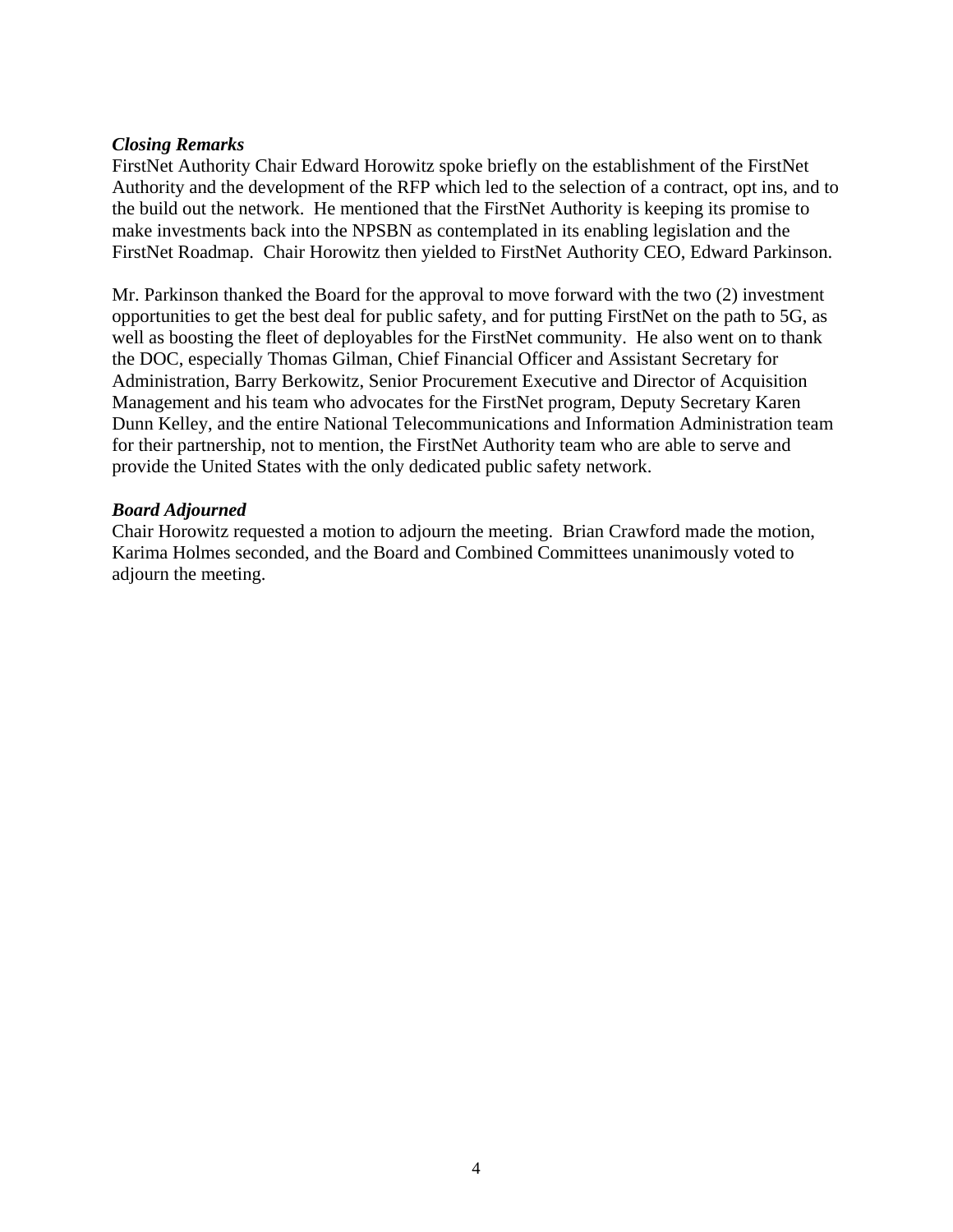***Closing Remarks***

FirstNet Authority Chair Edward Horowitz spoke briefly on the establishment of the FirstNet Authority and the development of the RFP which led to the selection of a contract, opt ins, and to the build out the network. He mentioned that the FirstNet Authority is keeping its promise to make investments back into the NPSBN as contemplated in its enabling legislation and the FirstNet Roadmap. Chair Horowitz then yielded to FirstNet Authority CEO, Edward Parkinson.

Mr. Parkinson thanked the Board for the approval to move forward with the two (2) investment opportunities to get the best deal for public safety, and for putting FirstNet on the path to 5G, as well as boosting the fleet of deployables for the FirstNet community. He also went on to thank the DOC, especially Thomas Gilman, Chief Financial Officer and Assistant Secretary for Administration, Barry Berkowitz, Senior Procurement Executive and Director of Acquisition Management and his team who advocates for the FirstNet program, Deputy Secretary Karen Dunn Kelley, and the entire National Telecommunications and Information Administration team for their partnership, not to mention, the FirstNet Authority team who are able to serve and provide the United States with the only dedicated public safety network.

***Board Adjourned***

Chair Horowitz requested a motion to adjourn the meeting. Brian Crawford made the motion, Karima Holmes seconded, and the Board and Combined Committees unanimously voted to adjourn the meeting.